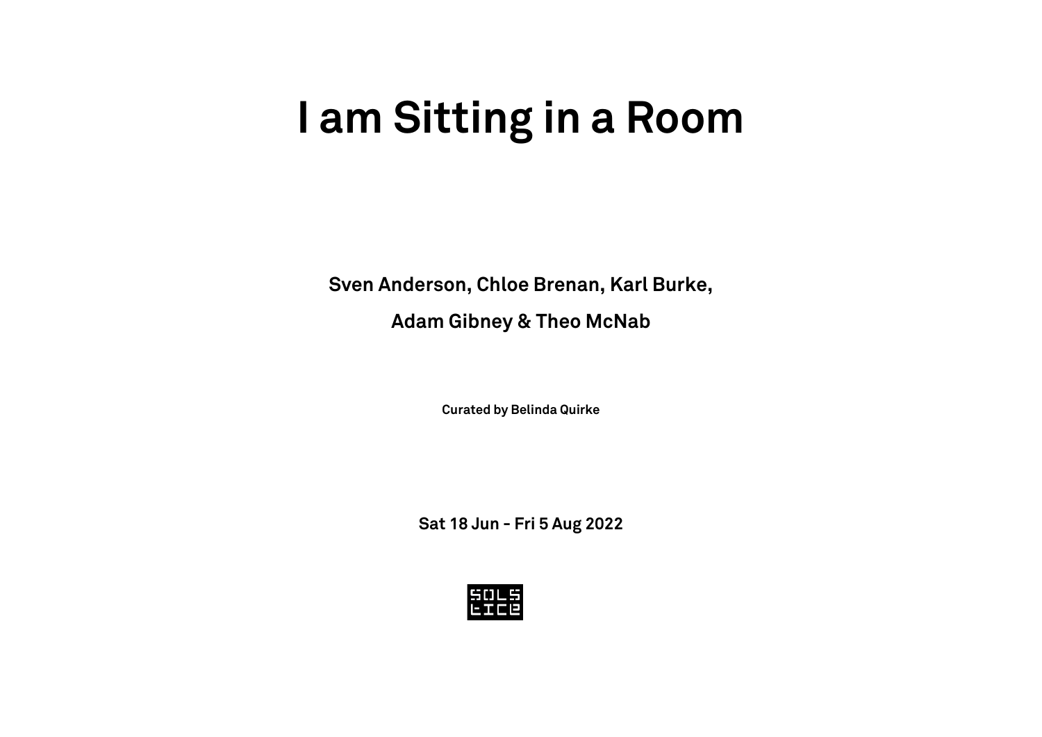# I am Sitting in a Room

**Sven Anderson, Chloe Brenan, Karl Burke,**

**Adam Gibney & Theo McNab**

**Curated by Belinda Quirke**

**Sat 18 Jun - Fri 5 Aug 2022**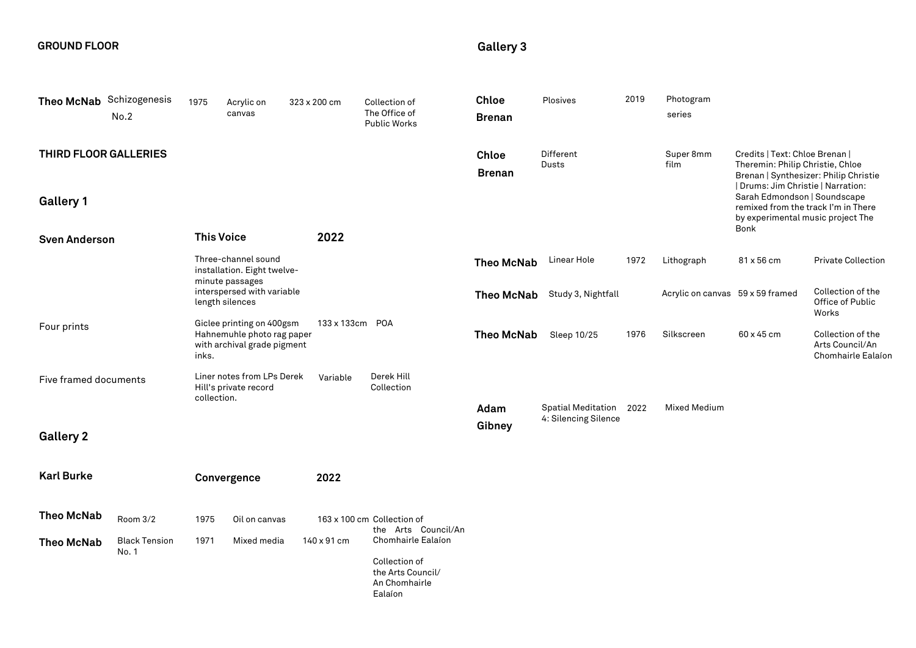## GROUND FLOOR

| | | | | | |
|---|---|---|---|---|---|
| **Theo McNab** | Schizogenesis No.2 | 1975 | Acrylic on canvas | 323 x 200 cm | Collection of The Office of Public Works |

## THIRD FLOOR GALLERIES

### Gallery 1

| | | | |
|---|---|---|---|
| **Sven Anderson** | **This Voice** | **2022** | |
| | Three-channel sound installation. Eight twelve-minute passages interspersed with variable length silences | | |
| Four prints | Giclee printing on 400gsm Hahnemuhle photo rag paper with archival grade pigment inks. | 133 x 133cm | POA |
| Five framed documents | Liner notes from LPs Derek Hill's private record collection. | Variable | Derek Hill Collection |

### Gallery 2

| | | | | | |
|---|---|---|---|---|---|
| **Karl Burke** | | **Convergence** | | **2022** | |
| **Theo McNab** | Room 3/2 | 1975 | Oil on canvas | 163 x 100 cm | Collection of the Arts Council/An Chomhairle Ealaíon |
| **Theo McNab** | Black Tension No. 1 | 1971 | Mixed media | 140 x 91 cm | Collection of the Arts Council/ An Chomhairle Ealaíon |

### Gallery 3

| | | | | | |
|---|---|---|---|---|---|
| **Chloe Brenan** | Plosives | 2019 | Photogram series | | |
| **Chloe Brenan** | Different Dusts | | Super 8mm film | Credits \| Text: Chloe Brenan \| Theremin: Philip Christie, Chloe Brenan \| Synthesizer: Philip Christie \| Drums: Jim Christie \| Narration: Sarah Edmondson \| Soundscape remixed from the track I'm in There by experimental music project The Bonk | |
| **Theo McNab** | Linear Hole | 1972 | Lithograph | 81 x 56 cm | Private Collection |
| **Theo McNab** | Study 3, Nightfall | | Acrylic on canvas | 59 x 59 framed | Collection of the Office of Public Works |
| **Theo McNab** | Sleep 10/25 | 1976 | Silkscreen | 60 x 45 cm | Collection of the Arts Council/An Chomhairle Ealaíon |
| **Adam Gibney** | Spatial Meditation 4: Silencing Silence | 2022 | Mixed Medium | | |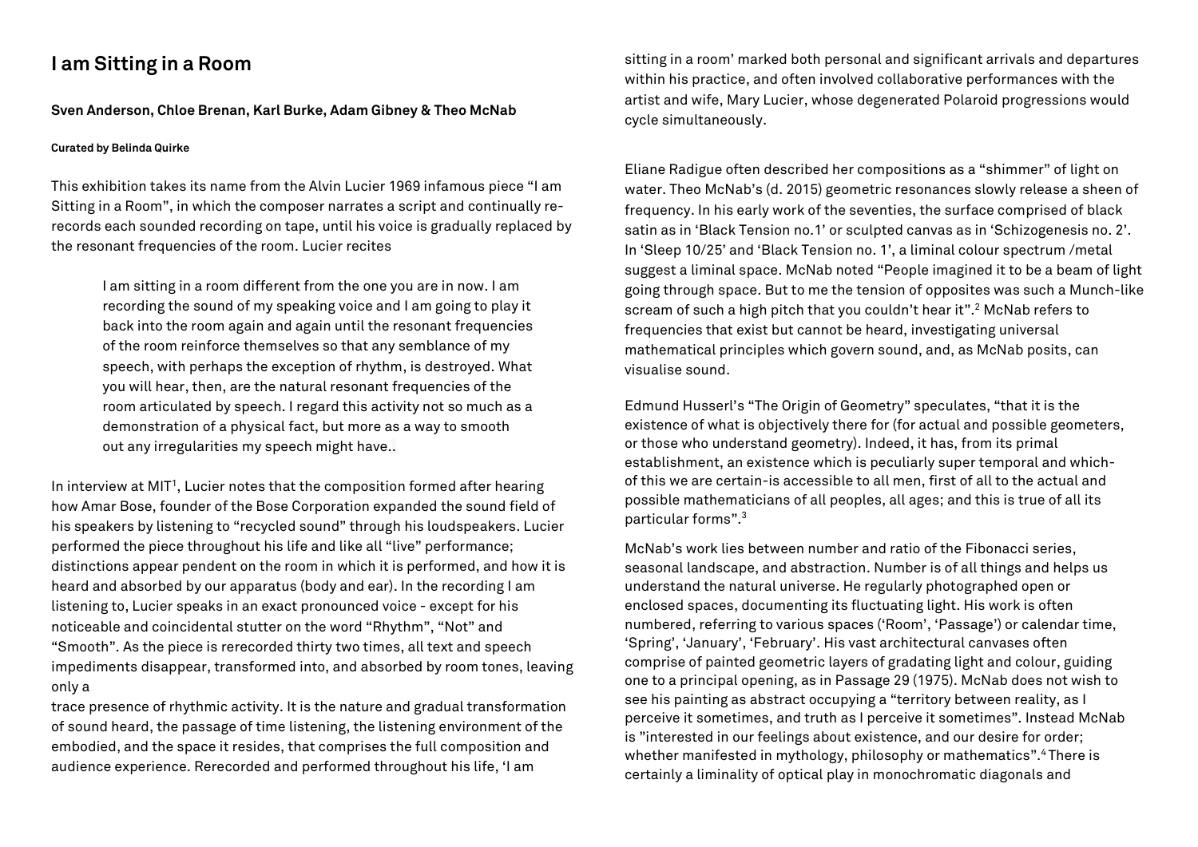# I am Sitting in a Room

**Sven Anderson, Chloe Brenan, Karl Burke, Adam Gibney & Theo McNab**

**Curated by Belinda Quirke**

This exhibition takes its name from the Alvin Lucier 1969 infamous piece "I am Sitting in a Room", in which the composer narrates a script and continually re-records each sounded recording on tape, until his voice is gradually replaced by the resonant frequencies of the room. Lucier recites

> I am sitting in a room different from the one you are in now. I am recording the sound of my speaking voice and I am going to play it back into the room again and again until the resonant frequencies of the room reinforce themselves so that any semblance of my speech, with perhaps the exception of rhythm, is destroyed. What you will hear, then, are the natural resonant frequencies of the room articulated by speech. I regard this activity not so much as a demonstration of a physical fact, but more as a way to smooth out any irregularities my speech might have..

In interview at MIT[1], Lucier notes that the composition formed after hearing how Amar Bose, founder of the Bose Corporation expanded the sound field of his speakers by listening to "recycled sound" through his loudspeakers. Lucier performed the piece throughout his life and like all "live" performance; distinctions appear pendent on the room in which it is performed, and how it is heard and absorbed by our apparatus (body and ear). In the recording I am listening to, Lucier speaks in an exact pronounced voice - except for his noticeable and coincidental stutter on the word "Rhythm", "Not" and "Smooth". As the piece is rerecorded thirty two times, all text and speech impediments disappear, transformed into, and absorbed by room tones, leaving only a trace presence of rhythmic activity. It is the nature and gradual transformation of sound heard, the passage of time listening, the listening environment of the embodied, and the space it resides, that comprises the full composition and audience experience. Rerecorded and performed throughout his life, 'I am sitting in a room' marked both personal and significant arrivals and departures within his practice, and often involved collaborative performances with the artist and wife, Mary Lucier, whose degenerated Polaroid progressions would cycle simultaneously.

Eliane Radigue often described her compositions as a "shimmer" of light on water. Theo McNab's (d. 2015) geometric resonances slowly release a sheen of frequency. In his early work of the seventies, the surface comprised of black satin as in 'Black Tension no.1' or sculpted canvas as in 'Schizogenesis no. 2'. In 'Sleep 10/25' and 'Black Tension no. 1', a liminal colour spectrum /metal suggest a liminal space. McNab noted "People imagined it to be a beam of light going through space. But to me the tension of opposites was such a Munch-like scream of such a high pitch that you couldn't hear it".[2] McNab refers to frequencies that exist but cannot be heard, investigating universal mathematical principles which govern sound, and, as McNab posits, can visualise sound.

Edmund Husserl's "The Origin of Geometry" speculates, "that it is the existence of what is objectively there for (for actual and possible geometers, or those who understand geometry). Indeed, it has, from its primal establishment, an existence which is peculiarly super temporal and which-of this we are certain-is accessible to all men, first of all to the actual and possible mathematicians of all peoples, all ages; and this is true of all its particular forms".[3]

McNab's work lies between number and ratio of the Fibonacci series, seasonal landscape, and abstraction. Number is of all things and helps us understand the natural universe. He regularly photographed open or enclosed spaces, documenting its fluctuating light. His work is often numbered, referring to various spaces ('Room', 'Passage') or calendar time, 'Spring', 'January', 'February'. His vast architectural canvases often comprise of painted geometric layers of gradating light and colour, guiding one to a principal opening, as in Passage 29 (1975). McNab does not wish to see his painting as abstract occupying a "territory between reality, as I perceive it sometimes, and truth as I perceive it sometimes". Instead McNab is "interested in our feelings about existence, and our desire for order; whether manifested in mythology, philosophy or mathematics".[4] There is certainly a liminality of optical play in monochromatic diagonals and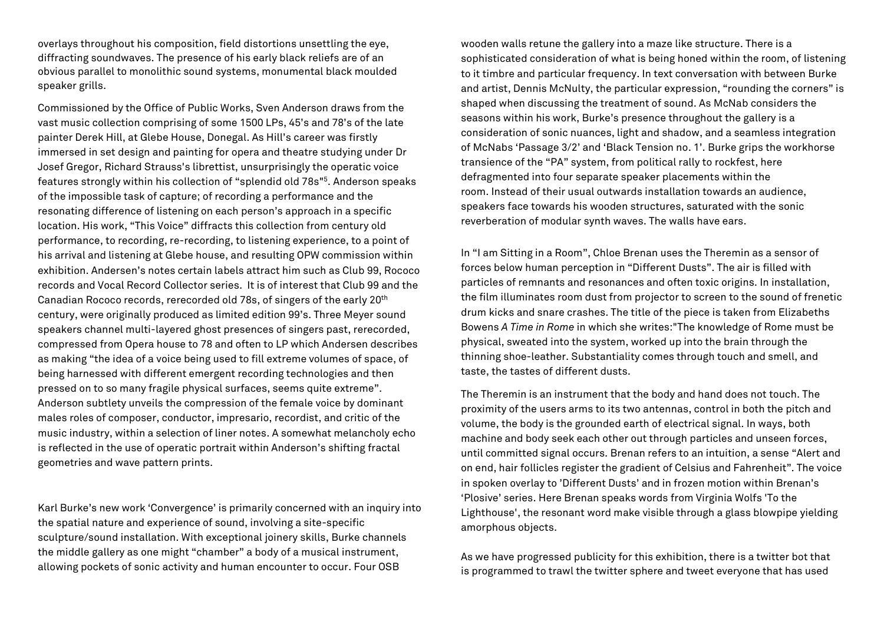overlays throughout his composition, field distortions unsettling the eye, diffracting soundwaves. The presence of his early black reliefs are of an obvious parallel to monolithic sound systems, monumental black moulded speaker grills.

Commissioned by the Office of Public Works, Sven Anderson draws from the vast music collection comprising of some 1500 LPs, 45's and 78's of the late painter Derek Hill, at Glebe House, Donegal. As Hill's career was firstly immersed in set design and painting for opera and theatre studying under Dr Josef Gregor, Richard Strauss's librettist, unsurprisingly the operatic voice features strongly within his collection of "splendid old 78s"[5]. Anderson speaks of the impossible task of capture; of recording a performance and the resonating difference of listening on each person's approach in a specific location. His work, "This Voice" diffracts this collection from century old performance, to recording, re-recording, to listening experience, to a point of his arrival and listening at Glebe house, and resulting OPW commission within exhibition. Andersen's notes certain labels attract him such as Club 99, Rococo records and Vocal Record Collector series. It is of interest that Club 99 and the Canadian Rococo records, rerecorded old 78s, of singers of the early 20th century, were originally produced as limited edition 99's. Three Meyer sound speakers channel multi-layered ghost presences of singers past, rerecorded, compressed from Opera house to 78 and often to LP which Andersen describes as making "the idea of a voice being used to fill extreme volumes of space, of being harnessed with different emergent recording technologies and then pressed on to so many fragile physical surfaces, seems quite extreme". Anderson subtlety unveils the compression of the female voice by dominant males roles of composer, conductor, impresario, recordist, and critic of the music industry, within a selection of liner notes. A somewhat melancholy echo is reflected in the use of operatic portrait within Anderson's shifting fractal geometries and wave pattern prints.

Karl Burke's new work 'Convergence' is primarily concerned with an inquiry into the spatial nature and experience of sound, involving a site-specific sculpture/sound installation. With exceptional joinery skills, Burke channels the middle gallery as one might "chamber" a body of a musical instrument, allowing pockets of sonic activity and human encounter to occur. Four OSB wooden walls retune the gallery into a maze like structure. There is a sophisticated consideration of what is being honed within the room, of listening to it timbre and particular frequency. In text conversation with between Burke and artist, Dennis McNulty, the particular expression, "rounding the corners" is shaped when discussing the treatment of sound. As McNab considers the seasons within his work, Burke's presence throughout the gallery is a consideration of sonic nuances, light and shadow, and a seamless integration of McNabs 'Passage 3/2' and 'Black Tension no. 1'. Burke grips the workhorse transience of the "PA" system, from political rally to rockfest, here defragmented into four separate speaker placements within the room. Instead of their usual outwards installation towards an audience, speakers face towards his wooden structures, saturated with the sonic reverberation of modular synth waves. The walls have ears.

In "I am Sitting in a Room", Chloe Brenan uses the Theremin as a sensor of forces below human perception in "Different Dusts". The air is filled with particles of remnants and resonances and often toxic origins. In installation, the film illuminates room dust from projector to screen to the sound of frenetic drum kicks and snare crashes. The title of the piece is taken from Elizabeths Bowens *A Time in Rome* in which she writes:"The knowledge of Rome must be physical, sweated into the system, worked up into the brain through the thinning shoe-leather. Substantiality comes through touch and smell, and taste, the tastes of different dusts.

The Theremin is an instrument that the body and hand does not touch. The proximity of the users arms to its two antennas, control in both the pitch and volume, the body is the grounded earth of electrical signal. In ways, both machine and body seek each other out through particles and unseen forces, until committed signal occurs. Brenan refers to an intuition, a sense "Alert and on end, hair follicles register the gradient of Celsius and Fahrenheit". The voice in spoken overlay to 'Different Dusts' and in frozen motion within Brenan's 'Plosive' series. Here Brenan speaks words from Virginia Wolfs 'To the Lighthouse', the resonant word make visible through a glass blowpipe yielding amorphous objects.

As we have progressed publicity for this exhibition, there is a twitter bot that is programmed to trawl the twitter sphere and tweet everyone that has used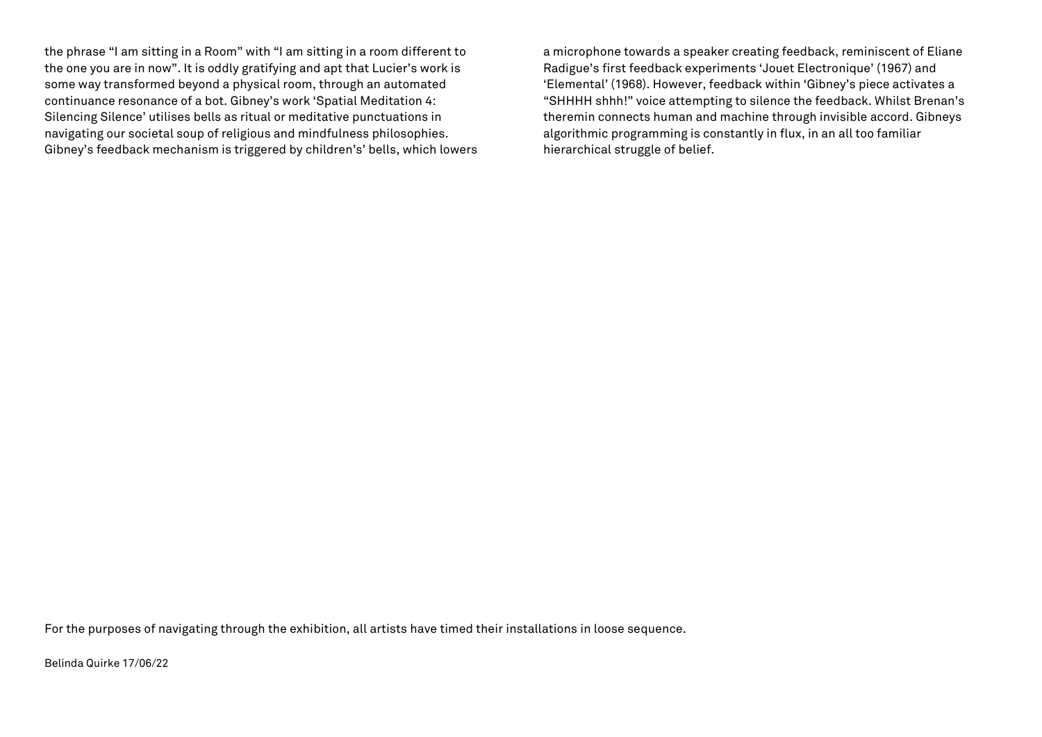the phrase “I am sitting in a Room” with “I am sitting in a room different to the one you are in now”. It is oddly gratifying and apt that Lucier’s work is some way transformed beyond a physical room, through an automated continuance resonance of a bot. Gibney’s work ‘Spatial Meditation 4: Silencing Silence’ utilises bells as ritual or meditative punctuations in navigating our societal soup of religious and mindfulness philosophies. Gibney’s feedback mechanism is triggered by children’s’ bells, which lowers a microphone towards a speaker creating feedback, reminiscent of Eliane Radigue’s first feedback experiments ‘Jouet Electronique’ (1967) and ‘Elemental’ (1968). However, feedback within ‘Gibney’s piece activates a “SHHHH shhh!” voice attempting to silence the feedback. Whilst Brenan’s theremin connects human and machine through invisible accord. Gibneys algorithmic programming is constantly in flux, in an all too familiar hierarchical struggle of belief.

For the purposes of navigating through the exhibition, all artists have timed their installations in loose sequence.

Belinda Quirke 17/06/22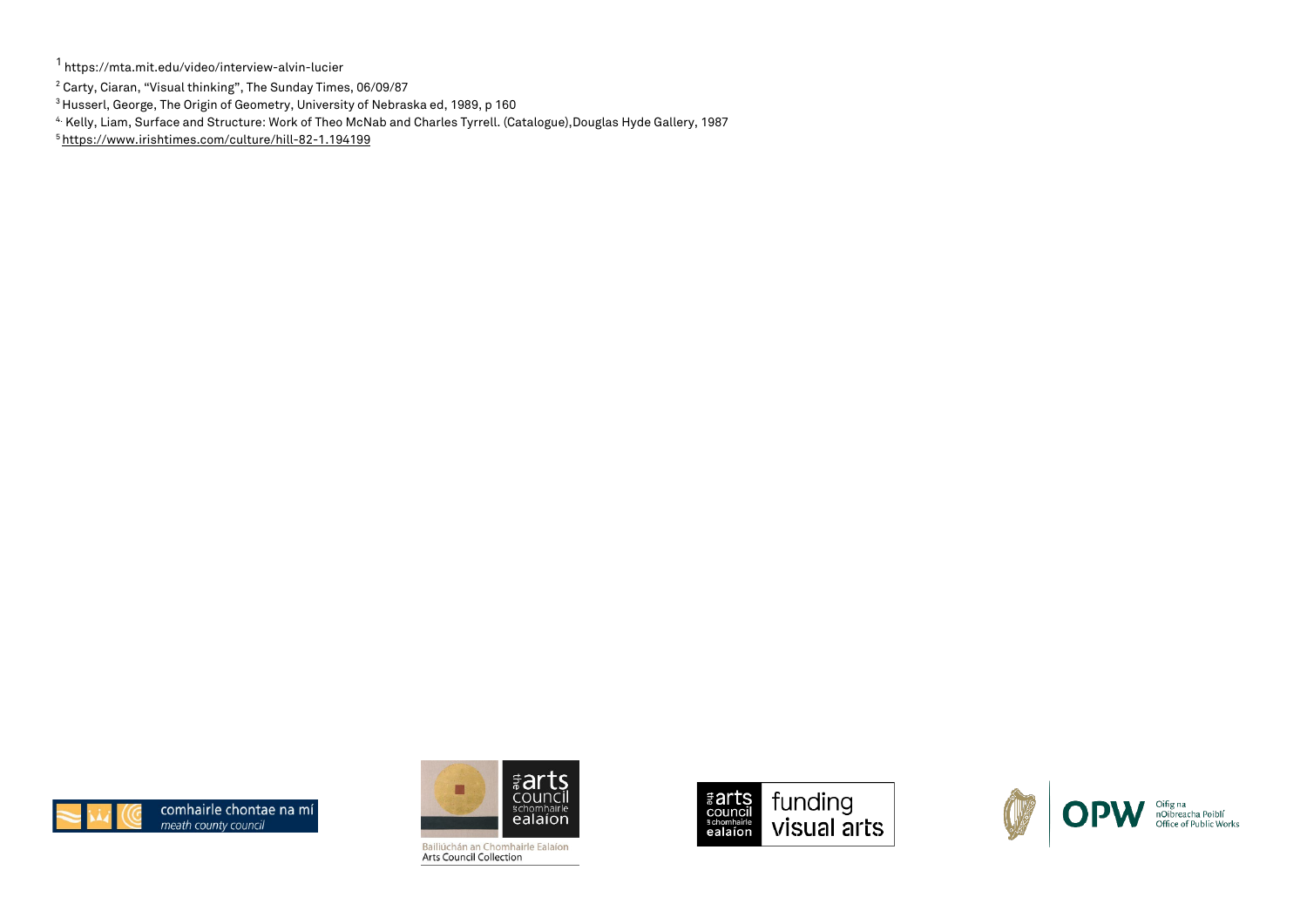[1] https://mta.mit.edu/video/interview-alvin-lucier

[2] Carty, Ciaran, "Visual thinking", The Sunday Times, 06/09/87

[3] Husserl, George, The Origin of Geometry, University of Nebraska ed, 1989, p 160

[4.] Kelly, Liam, Surface and Structure: Work of Theo McNab and Charles Tyrrell. (Catalogue),Douglas Hyde Gallery, 1987

[5] https://www.irishtimes.com/culture/hill-82-1.194199

comhairle chontae na mí
meath county council

the arts council
an chomhairle ealaíon

Bailiúchán an Chomhairle Ealaíon
Arts Council Collection

the arts council
an chomhairle ealaíon
funding visual arts

OPW
Oifig na nOibreacha Poiblí
Office of Public Works